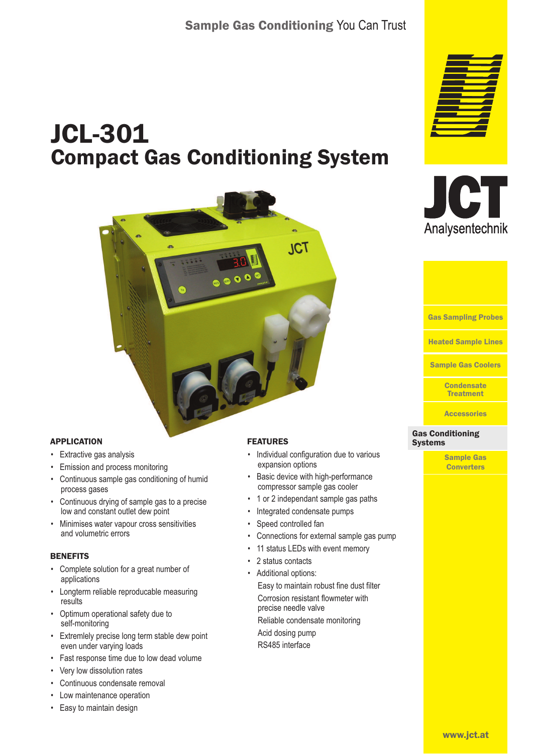Sample Gas Conditioning You Can Trust

# JCL-301
## Compact Gas Conditioning System

JCT Analysentechnik

- Gas Sampling Probes
- Heated Sample Lines
- Sample Gas Coolers
- Condensate Treatment
- Accessories
- **Gas Conditioning Systems**
- Sample Gas Converters

### APPLICATION

- Extractive gas analysis
- Emission and process monitoring
- Continuous sample gas conditioning of humid process gases
- Continuous drying of sample gas to a precise low and constant outlet dew point
- Minimises water vapour cross sensitivities and volumetric errors

### BENEFITS

- Complete solution for a great number of applications
- Longterm reliable reproducable measuring results
- Optimum operational safety due to self-monitoring
- Extremlely precise long term stable dew point even under varying loads
- Fast response time due to low dead volume
- Very low dissolution rates
- Continuous condensate removal
- Low maintenance operation
- Easy to maintain design

### FEATURES

- Individual configuration due to various expansion options
- Basic device with high-performance compressor sample gas cooler
- 1 or 2 independant sample gas paths
- Integrated condensate pumps
- Speed controlled fan
- Connections for external sample gas pump
- 11 status LEDs with event memory
- 2 status contacts
- Additional options:
  Easy to maintain robust fine dust filter
  Corrosion resistant flowmeter with precise needle valve
  Reliable condensate monitoring
  Acid dosing pump
  RS485 interface

www.jct.at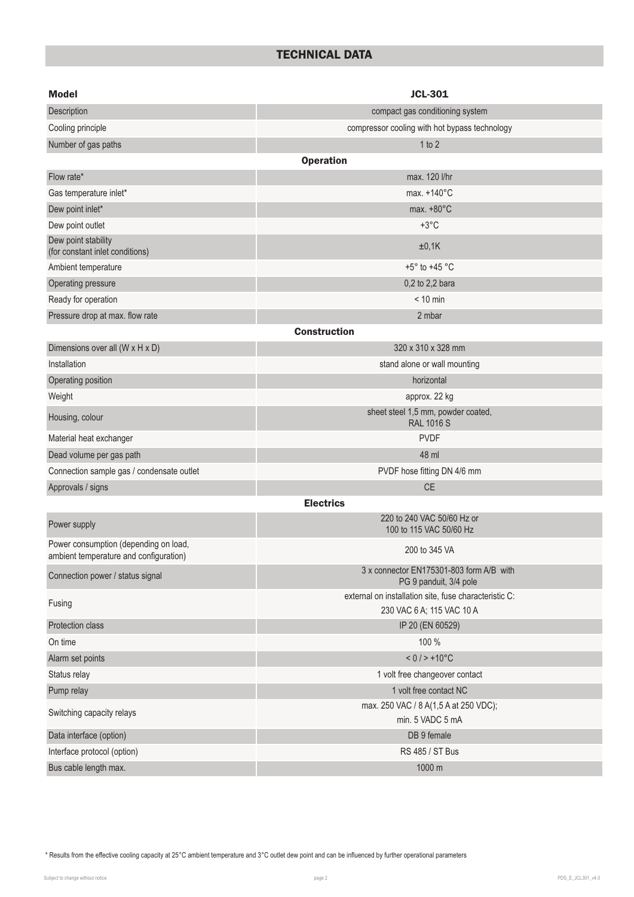## TECHNICAL DATA

| Model | JCL-301 |
|---|---|
| Description | compact gas conditioning system |
| Cooling principle | compressor cooling with hot bypass technology |
| Number of gas paths | 1 to 2 |
| **Operation** | |
| Flow rate* | max. 120 l/hr |
| Gas temperature inlet* | max. +140°C |
| Dew point inlet* | max. +80°C |
| Dew point outlet | +3°C |
| Dew point stability (for constant inlet conditions) | ±0,1K |
| Ambient temperature | +5° to +45 °C |
| Operating pressure | 0,2 to 2,2 bara |
| Ready for operation | < 10 min |
| Pressure drop at max. flow rate | 2 mbar |
| **Construction** | |
| Dimensions over all (W x H x D) | 320 x 310 x 328 mm |
| Installation | stand alone or wall mounting |
| Operating position | horizontal |
| Weight | approx. 22 kg |
| Housing, colour | sheet steel 1,5 mm, powder coated, RAL 1016 S |
| Material heat exchanger | PVDF |
| Dead volume per gas path | 48 ml |
| Connection sample gas / condensate outlet | PVDF hose fitting DN 4/6 mm |
| Approvals / signs | CE |
| **Electrics** | |
| Power supply | 220 to 240 VAC 50/60 Hz or 100 to 115 VAC 50/60 Hz |
| Power consumption (depending on load, ambient temperature and configuration) | 200 to 345 VA |
| Connection power / status signal | 3 x connector EN175301-803 form A/B with PG 9 panduit, 3/4 pole |
| Fusing | external on installation site, fuse characteristic C: 230 VAC 6 A; 115 VAC 10 A |
| Protection class | IP 20 (EN 60529) |
| On time | 100 % |
| Alarm set points | < 0 / > +10°C |
| Status relay | 1 volt free changeover contact |
| Pump relay | 1 volt free contact NC |
| Switching capacity relays | max. 250 VAC / 8 A(1,5 A at 250 VDC); min. 5 VADC 5 mA |
| Data interface (option) | DB 9 female |
| Interface protocol (option) | RS 485 / ST Bus |
| Bus cable length max. | 1000 m |

* Results from the effective cooling capacity at 25°C ambient temperature and 3°C outlet dew point and can be influenced by further operational parameters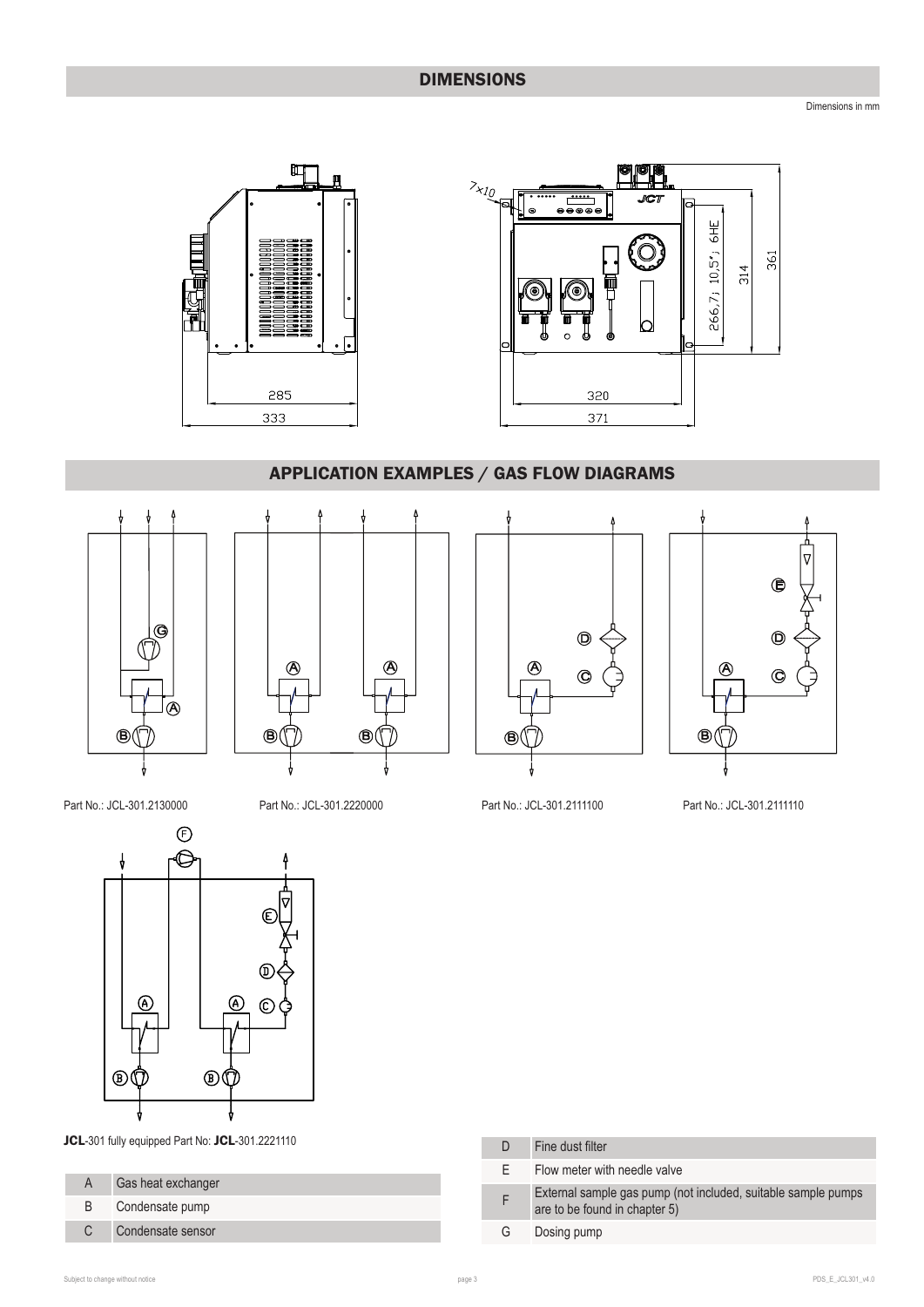## DIMENSIONS

Dimensions in mm

## APPLICATION EXAMPLES / GAS FLOW DIAGRAMS

Part No.: JCL-301.2130000

Part No.: JCL-301.2220000

Part No.: JCL-301.2111100

Part No.: JCL-301.2111110

**JCL**-301 fully equipped Part No: **JCL**-301.2221110

| | |
|---|---|
| A | Gas heat exchanger |
| B | Condensate pump |
| C | Condensate sensor |

| | |
|---|---|
| D | Fine dust filter |
| E | Flow meter with needle valve |
| F | External sample gas pump (not included, suitable sample pumps are to be found in chapter 5) |
| G | Dosing pump |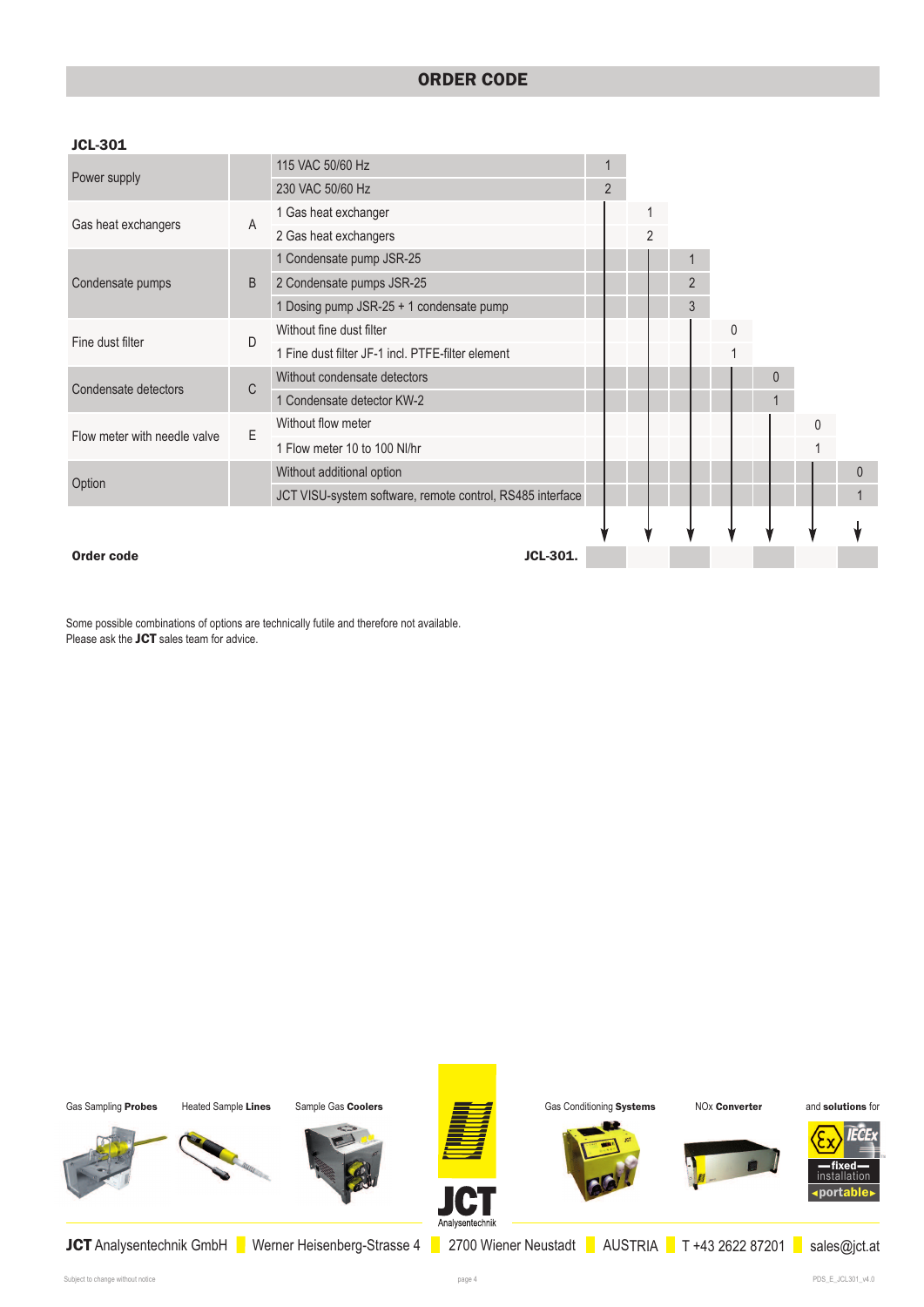## ORDER CODE

**JCL-301**

| | | | | | | | | | |
|---|---|---|---|---|---|---|---|---|---|
| Power supply | | 115 VAC 50/60 Hz | 1 | | | | | | |
| | | 230 VAC 50/60 Hz | 2 | | | | | | |
| Gas heat exchangers | A | 1 Gas heat exchanger | | 1 | | | | | |
| | | 2 Gas heat exchangers | | 2 | | | | | |
| Condensate pumps | B | 1 Condensate pump JSR-25 | | | 1 | | | | |
| | | 2 Condensate pumps JSR-25 | | | 2 | | | | |
| | | 1 Dosing pump JSR-25 + 1 condensate pump | | | 3 | | | | |
| Fine dust filter | D | Without fine dust filter | | | | 0 | | | |
| | | 1 Fine dust filter JF-1 incl. PTFE-filter element | | | | 1 | | | |
| Condensate detectors | C | Without condensate detectors | | | | | 0 | | |
| | | 1 Condensate detector KW-2 | | | | | 1 | | |
| Flow meter with needle valve | E | Without flow meter | | | | | | 0 | |
| | | 1 Flow meter 10 to 100 Nl/hr | | | | | | 1 | |
| Option | | Without additional option | | | | | | | 0 |
| | | JCT VISU-system software, remote control, RS485 interface | | | | | | | 1 |
| **Order code** | | **JCL-301.** | | | | | | | |

Some possible combinations of options are technically futile and therefore not available.
Please ask the **JCT** sales team for advice.

Gas Sampling **Probes** Heated Sample **Lines** Sample Gas **Coolers** Gas Conditioning **Systems** NOx **Converter** and **solutions** for

**JCT** Analysentechnik GmbH | Werner Heisenberg-Strasse 4 | 2700 Wiener Neustadt | AUSTRIA | T +43 2622 87201 | sales@jct.at

Subject to change without notice PDS_E_JCL301_v4.0